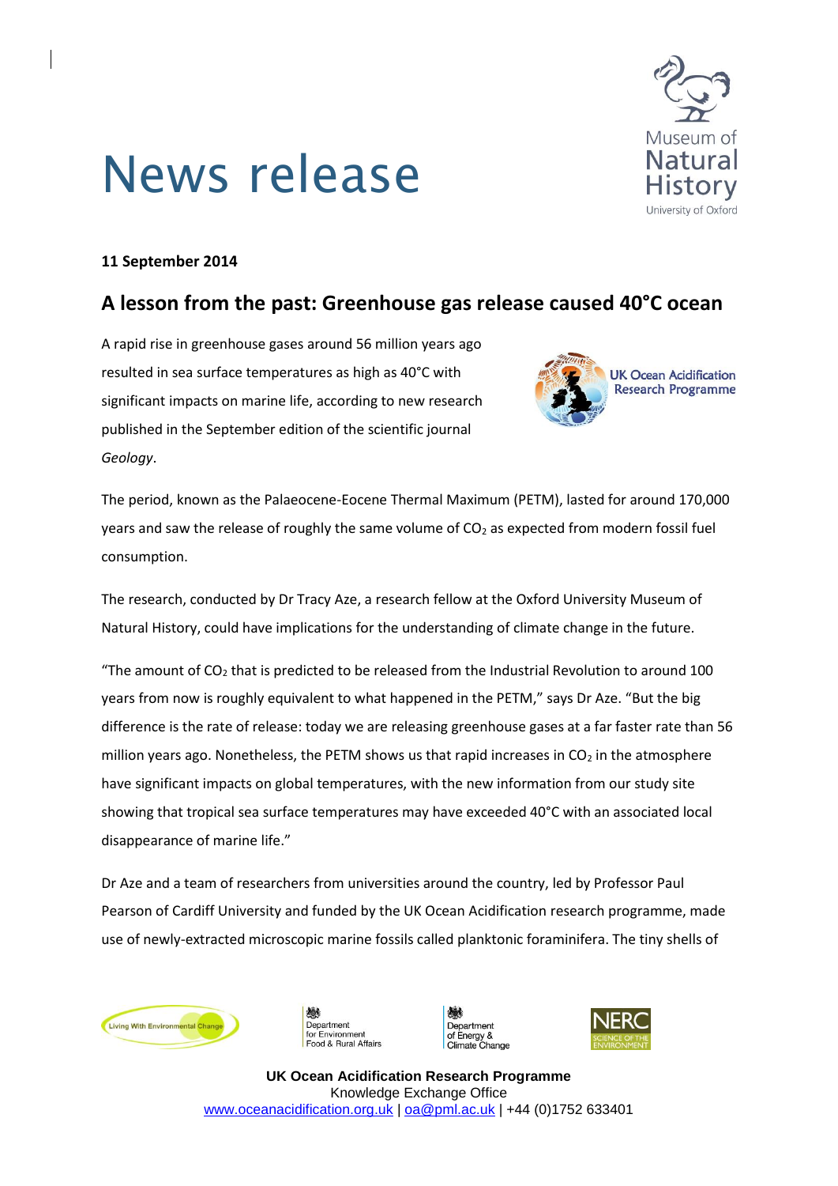# News release

**11 September 2014**

## A lesson from the past: Greenhouse gas release caused 40°C ocean

A rapid rise in greenhouse gases around 56 million years ago resulted in sea surface temperatures as high as 40°C with significant impacts on marine life, according to new research published in the September edition of the scientific journal *Geology*.

The period, known as the Palaeocene-Eocene Thermal Maximum (PETM), lasted for around 170,000 years and saw the release of roughly the same volume of $CO_2$ as expected from modern fossil fuel consumption.

The research, conducted by Dr Tracy Aze, a research fellow at the Oxford University Museum of Natural History, could have implications for the understanding of climate change in the future.

"The amount of $CO_2$ that is predicted to be released from the Industrial Revolution to around 100 years from now is roughly equivalent to what happened in the PETM," says Dr Aze. "But the big difference is the rate of release: today we are releasing greenhouse gases at a far faster rate than 56 million years ago. Nonetheless, the PETM shows us that rapid increases in $CO_2$ in the atmosphere have significant impacts on global temperatures, with the new information from our study site showing that tropical sea surface temperatures may have exceeded 40°C with an associated local disappearance of marine life."

Dr Aze and a team of researchers from universities around the country, led by Professor Paul Pearson of Cardiff University and funded by the UK Ocean Acidification research programme, made use of newly-extracted microscopic marine fossils called planktonic foraminifera. The tiny shells of

**UK Ocean Acidification Research Programme**
Knowledge Exchange Office
www.oceanacidification.org.uk | oa@pml.ac.uk | +44 (0)1752 633401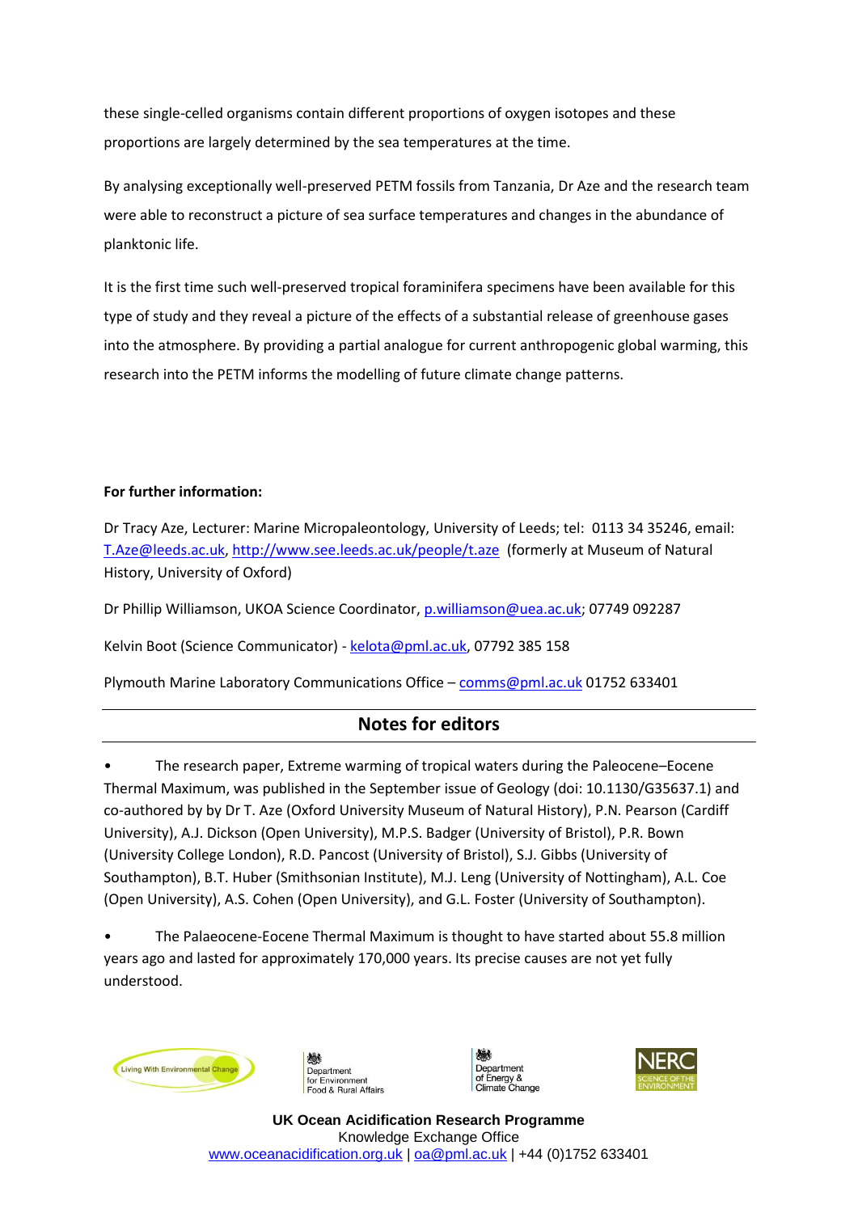these single-celled organisms contain different proportions of oxygen isotopes and these proportions are largely determined by the sea temperatures at the time.

By analysing exceptionally well-preserved PETM fossils from Tanzania, Dr Aze and the research team were able to reconstruct a picture of sea surface temperatures and changes in the abundance of planktonic life.

It is the first time such well-preserved tropical foraminifera specimens have been available for this type of study and they reveal a picture of the effects of a substantial release of greenhouse gases into the atmosphere. By providing a partial analogue for current anthropogenic global warming, this research into the PETM informs the modelling of future climate change patterns.

**For further information:**

Dr Tracy Aze, Lecturer: Marine Micropaleontology, University of Leeds; tel: 0113 34 35246, email: T.Aze@leeds.ac.uk, http://www.see.leeds.ac.uk/people/t.aze (formerly at Museum of Natural History, University of Oxford)

Dr Phillip Williamson, UKOA Science Coordinator, p.williamson@uea.ac.uk; 07749 092287

Kelvin Boot (Science Communicator) - kelota@pml.ac.uk, 07792 385 158

Plymouth Marine Laboratory Communications Office – comms@pml.ac.uk 01752 633401

## Notes for editors

- The research paper, Extreme warming of tropical waters during the Paleocene–Eocene Thermal Maximum, was published in the September issue of Geology (doi: 10.1130/G35637.1) and co-authored by by Dr T. Aze (Oxford University Museum of Natural History), P.N. Pearson (Cardiff University), A.J. Dickson (Open University), M.P.S. Badger (University of Bristol), P.R. Bown (University College London), R.D. Pancost (University of Bristol), S.J. Gibbs (University of Southampton), B.T. Huber (Smithsonian Institute), M.J. Leng (University of Nottingham), A.L. Coe (Open University), A.S. Cohen (Open University), and G.L. Foster (University of Southampton).

- The Palaeocene-Eocene Thermal Maximum is thought to have started about 55.8 million years ago and lasted for approximately 170,000 years. Its precise causes are not yet fully understood.

Living With Environmental Change | Department for Environment Food & Rural Affairs | Department of Energy & Climate Change | NERC Science of the Environment

**UK Ocean Acidification Research Programme**
Knowledge Exchange Office
www.oceanacidification.org.uk | oa@pml.ac.uk | +44 (0)1752 633401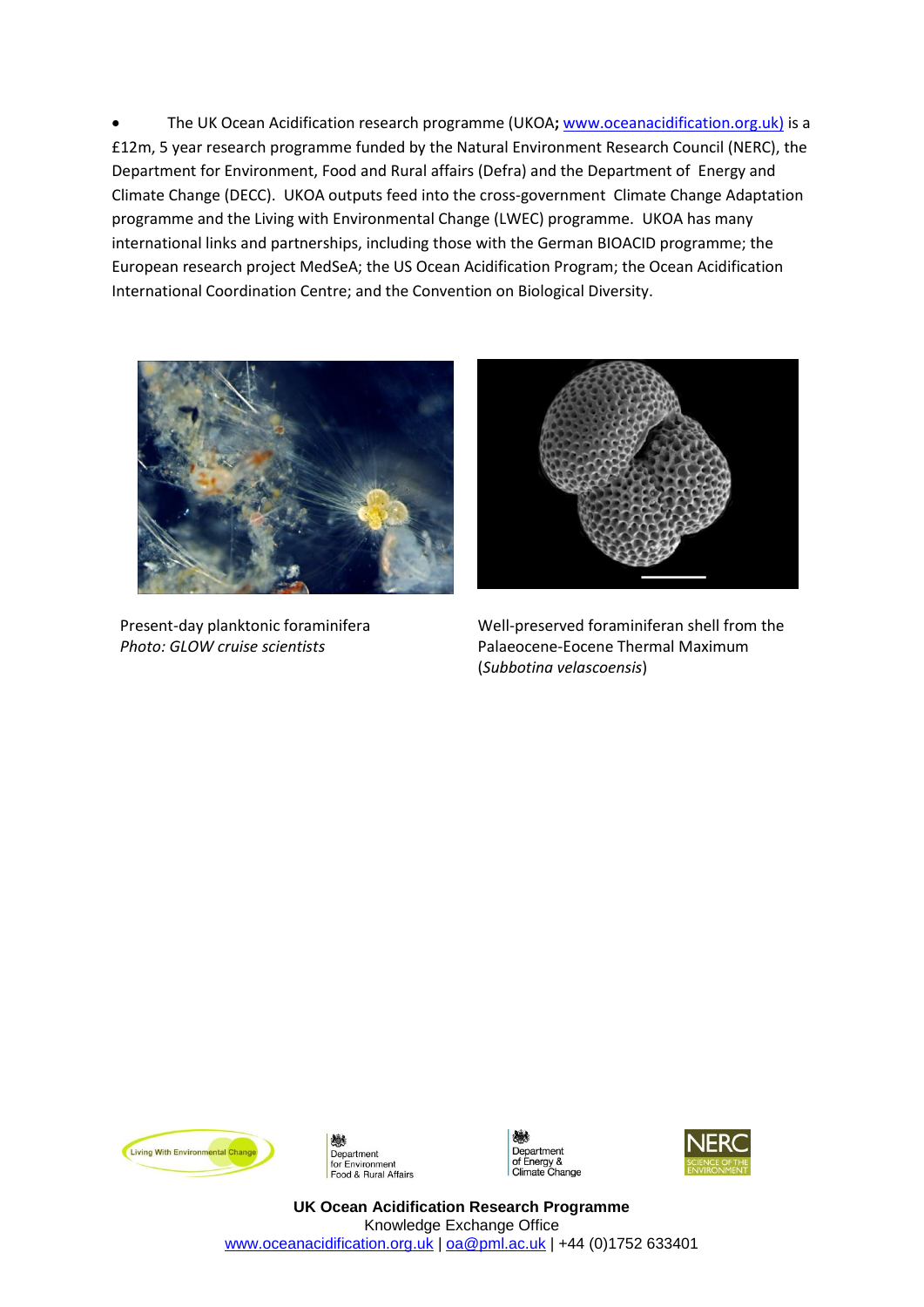- The UK Ocean Acidification research programme (UKOA**;** www.oceanacidification.org.uk) is a £12m, 5 year research programme funded by the Natural Environment Research Council (NERC), the Department for Environment, Food and Rural affairs (Defra) and the Department of Energy and Climate Change (DECC). UKOA outputs feed into the cross-government Climate Change Adaptation programme and the Living with Environmental Change (LWEC) programme. UKOA has many international links and partnerships, including those with the German BIOACID programme; the European research project MedSeA; the US Ocean Acidification Program; the Ocean Acidification International Coordination Centre; and the Convention on Biological Diversity.

Present-day planktonic foraminifera
*Photo: GLOW cruise scientists*

Well-preserved foraminiferan shell from the Palaeocene-Eocene Thermal Maximum (*Subbotina velascoensis*)

**UK Ocean Acidification Research Programme**
Knowledge Exchange Office
www.oceanacidification.org.uk | oa@pml.ac.uk | +44 (0)1752 633401